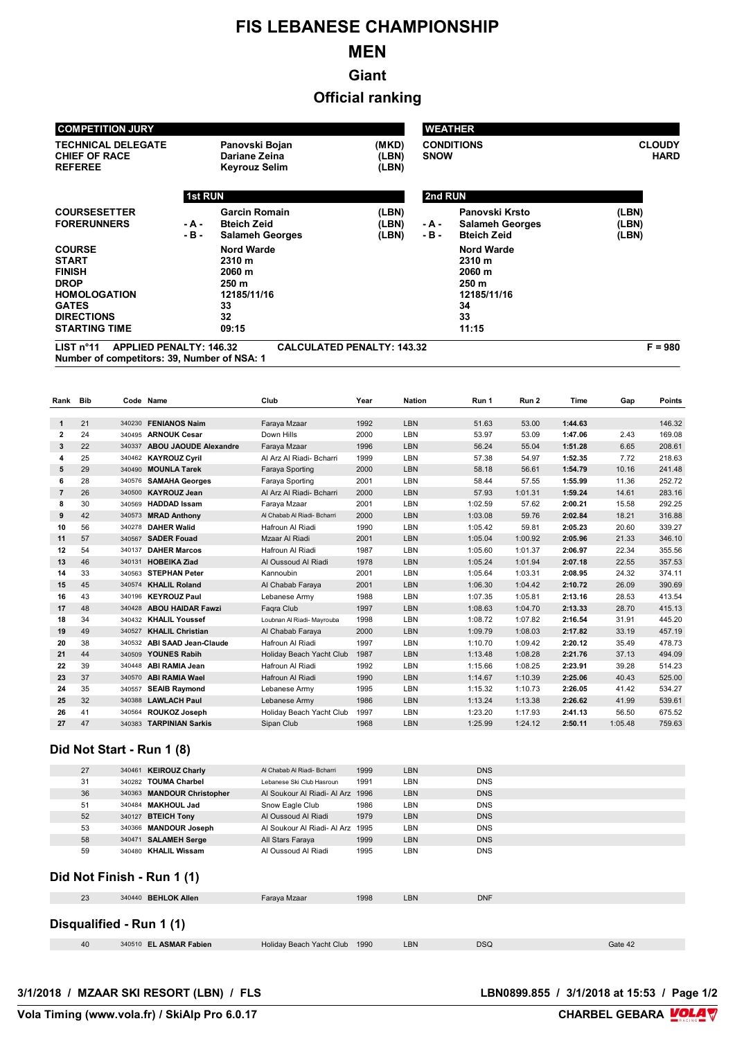# FIS LEBANESE CHAMPIONSHIP

# MEN

## Giant

## Official ranking

| COMPETITION JURY | | |
|---|---|---|
| TECHNICAL DELEGATE | Panovski Bojan | (MKD) |
| CHIEF OF RACE | Dariane Zeina | (LBN) |
| REFEREE | Keyrouz Selim | (LBN) |

| WEATHER | |
|---|---|
| CONDITIONS | CLOUDY |
| SNOW | HARD |

| | 1st RUN | | 2nd RUN | |
|---|---|---|---|---|
| COURSESETTER | Garcin Romain | (LBN) | Panovski Krsto | (LBN) |
| FORERUNNERS - A - | Bteich Zeid | (LBN) | Salameh Georges | (LBN) |
| FORERUNNERS - B - | Salameh Georges | (LBN) | Bteich Zeid | (LBN) |
| COURSE | Nord Warde | | Nord Warde | |
| START | 2310 m | | 2310 m | |
| FINISH | 2060 m | | 2060 m | |
| DROP | 250 m | | 250 m | |
| HOMOLOGATION | 12185/11/16 | | 12185/11/16 | |
| GATES | 33 | | 34 | |
| DIRECTIONS | 32 | | 33 | |
| STARTING TIME | 09:15 | | 11:15 | |

LIST n°11 APPLIED PENALTY: 146.32 CALCULATED PENALTY: 143.32 F = 980

Number of competitors: 39, Number of NSA: 1

| Rank | Bib | Code | Name | Club | Year | Nation | Run 1 | Run 2 | Time | Gap | Points |
|---|---|---|---|---|---|---|---|---|---|---|---|
| 1 | 21 | 340230 | FENIANOS Naim | Faraya Mzaar | 1992 | LBN | 51.63 | 53.00 | 1:44.63 | | 146.32 |
| 2 | 24 | 340495 | ARNOUK Cesar | Down Hills | 2000 | LBN | 53.97 | 53.09 | 1:47.06 | 2.43 | 169.08 |
| 3 | 22 | 340337 | ABOU JAOUDE Alexandre | Faraya Mzaar | 1996 | LBN | 56.24 | 55.04 | 1:51.28 | 6.65 | 208.61 |
| 4 | 25 | 340462 | KAYROUZ Cyril | Al Arz Al Riadi- Bcharri | 1999 | LBN | 57.38 | 54.97 | 1:52.35 | 7.72 | 218.63 |
| 5 | 29 | 340490 | MOUNLA Tarek | Faraya Sporting | 2000 | LBN | 58.18 | 56.61 | 1:54.79 | 10.16 | 241.48 |
| 6 | 28 | 340576 | SAMAHA Georges | Faraya Sporting | 2001 | LBN | 58.44 | 57.55 | 1:55.99 | 11.36 | 252.72 |
| 7 | 26 | 340500 | KAYROUZ Jean | Al Arz Al Riadi- Bcharri | 2000 | LBN | 57.93 | 1:01.31 | 1:59.24 | 14.61 | 283.16 |
| 8 | 30 | 340569 | HADDAD Issam | Faraya Mzaar | 2001 | LBN | 1:02.59 | 57.62 | 2:00.21 | 15.58 | 292.25 |
| 9 | 42 | 340573 | MRAD Anthony | Al Chabab Al Riadi- Bcharri | 2000 | LBN | 1:03.08 | 59.76 | 2:02.84 | 18.21 | 316.88 |
| 10 | 56 | 340278 | DAHER Walid | Hafroun Al Riadi | 1990 | LBN | 1:05.42 | 59.81 | 2:05.23 | 20.60 | 339.27 |
| 11 | 57 | 340567 | SADER Fouad | Mzaar Al Riadi | 2001 | LBN | 1:05.04 | 1:00.92 | 2:05.96 | 21.33 | 346.10 |
| 12 | 54 | 340137 | DAHER Marcos | Hafroun Al Riadi | 1987 | LBN | 1:05.60 | 1:01.37 | 2:06.97 | 22.34 | 355.56 |
| 13 | 46 | 340131 | HOBEIKA Ziad | Al Oussoud Al Riadi | 1978 | LBN | 1:05.24 | 1:01.94 | 2:07.18 | 22.55 | 357.53 |
| 14 | 33 | 340563 | STEPHAN Peter | Kannoubin | 2001 | LBN | 1:05.64 | 1:03.31 | 2:08.95 | 24.32 | 374.11 |
| 15 | 45 | 340574 | KHALIL Roland | Al Chabab Faraya | 2001 | LBN | 1:06.30 | 1:04.42 | 2:10.72 | 26.09 | 390.69 |
| 16 | 43 | 340196 | KEYROUZ Paul | Lebanese Army | 1988 | LBN | 1:07.35 | 1:05.81 | 2:13.16 | 28.53 | 413.54 |
| 17 | 48 | 340428 | ABOU HAIDAR Fawzi | Faqra Club | 1997 | LBN | 1:08.63 | 1:04.70 | 2:13.33 | 28.70 | 415.13 |
| 18 | 34 | 340432 | KHALIL Youssef | Loubnan Al Riadi- Mayrouba | 1998 | LBN | 1:08.72 | 1:07.82 | 2:16.54 | 31.91 | 445.20 |
| 19 | 49 | 340527 | KHALIL Christian | Al Chabab Faraya | 2000 | LBN | 1:09.79 | 1:08.03 | 2:17.82 | 33.19 | 457.19 |
| 20 | 38 | 340532 | ABI SAAD Jean-Claude | Hafroun Al Riadi | 1997 | LBN | 1:10.70 | 1:09.42 | 2:20.12 | 35.49 | 478.73 |
| 21 | 44 | 340509 | YOUNES Rabih | Holiday Beach Yacht Club | 1987 | LBN | 1:13.48 | 1:08.28 | 2:21.76 | 37.13 | 494.09 |
| 22 | 39 | 340448 | ABI RAMIA Jean | Hafroun Al Riadi | 1992 | LBN | 1:15.66 | 1:08.25 | 2:23.91 | 39.28 | 514.23 |
| 23 | 37 | 340570 | ABI RAMIA Wael | Hafroun Al Riadi | 1990 | LBN | 1:14.67 | 1:10.39 | 2:25.06 | 40.43 | 525.00 |
| 24 | 35 | 340557 | SEAIB Raymond | Lebanese Army | 1995 | LBN | 1:15.32 | 1:10.73 | 2:26.05 | 41.42 | 534.27 |
| 25 | 32 | 340388 | LAWLACH Paul | Lebanese Army | 1986 | LBN | 1:13.24 | 1:13.38 | 2:26.62 | 41.99 | 539.61 |
| 26 | 41 | 340564 | ROUKOZ Joseph | Holiday Beach Yacht Club | 1997 | LBN | 1:23.20 | 1:17.93 | 2:41.13 | 56.50 | 675.52 |
| 27 | 47 | 340383 | TARPINIAN Sarkis | Sipan Club | 1968 | LBN | 1:25.99 | 1:24.12 | 2:50.11 | 1:05.48 | 759.63 |

## Did Not Start - Run 1 (8)

| Bib | Code | Name | Club | Year | Nation | Status |
|---|---|---|---|---|---|---|
| 27 | 340461 | KEIROUZ Charly | Al Chabab Al Riadi- Bcharri | 1999 | LBN | DNS |
| 31 | 340282 | TOUMA Charbel | Lebanese Ski Club Hasroun | 1991 | LBN | DNS |
| 36 | 340363 | MANDOUR Christopher | Al Soukour Al Riadi- Al Arz | 1996 | LBN | DNS |
| 51 | 340484 | MAKHOUL Jad | Snow Eagle Club | 1986 | LBN | DNS |
| 52 | 340127 | BTEICH Tony | Al Oussoud Al Riadi | 1979 | LBN | DNS |
| 53 | 340366 | MANDOUR Joseph | Al Soukour Al Riadi- Al Arz | 1995 | LBN | DNS |
| 58 | 340471 | SALAMEH Serge | All Stars Faraya | 1999 | LBN | DNS |
| 59 | 340480 | KHALIL Wissam | Al Oussoud Al Riadi | 1995 | LBN | DNS |

## Did Not Finish - Run 1 (1)

| Bib | Code | Name | Club | Year | Nation | Status |
|---|---|---|---|---|---|---|
| 23 | 340440 | BEHLOK Allen | Faraya Mzaar | 1998 | LBN | DNF |

## Disqualified - Run 1 (1)

| Bib | Code | Name | Club | Year | Nation | Status | Reason |
|---|---|---|---|---|---|---|---|
| 40 | 340510 | EL ASMAR Fabien | Holiday Beach Yacht Club | 1990 | LBN | DSQ | Gate 42 |

3/1/2018 / MZAAR SKI RESORT (LBN) / FLS

LBN0899.855 / 3/1/2018 at 15:53

Vola Timing (www.vola.fr) / SkiAlp Pro 6.0.17

CHARBEL GEBARA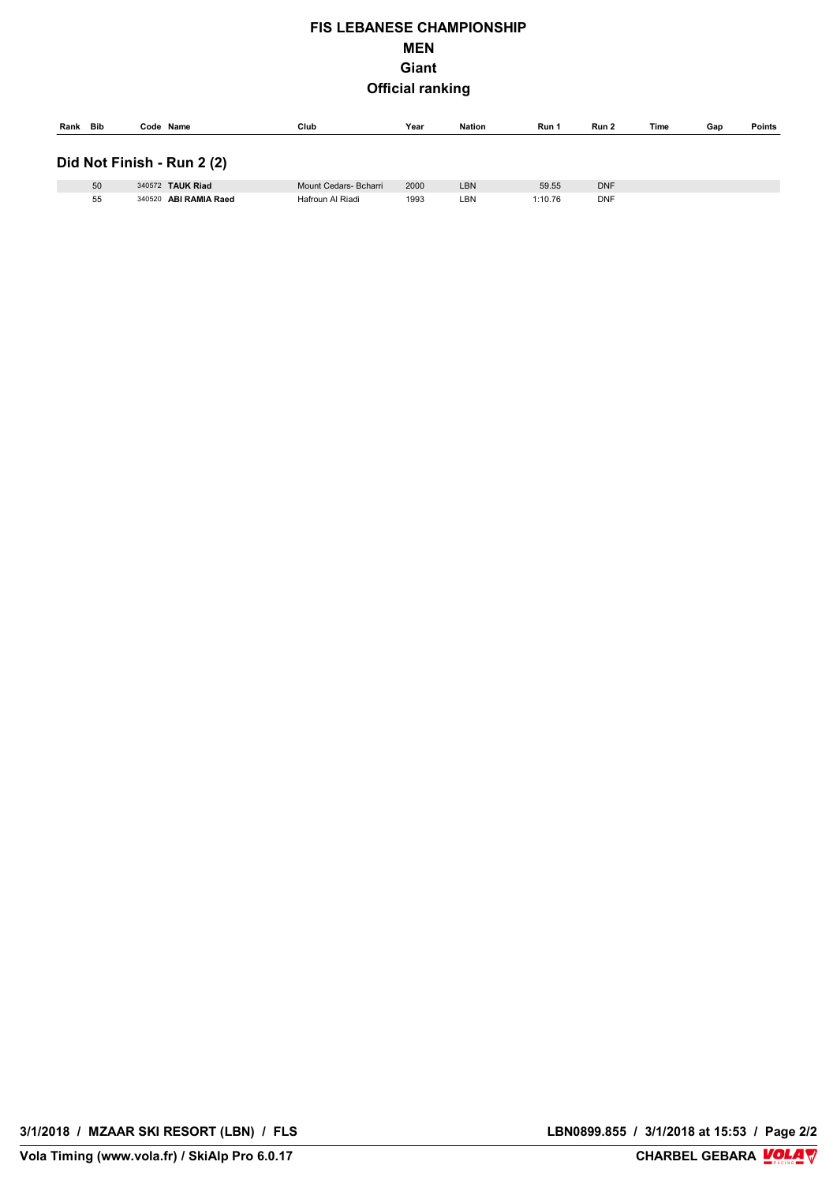# FIS LEBANESE CHAMPIONSHIP

## MEN

## Giant

## Official ranking

| Rank | Bib | Code | Name | Club | Year | Nation | Run 1 | Run 2 | Time | Gap | Points |
|---|---|---|---|---|---|---|---|---|---|---|---|

### Did Not Finish - Run 2 (2)

| Rank | Bib | Code | Name | Club | Year | Nation | Run 1 | Run 2 | Time | Gap | Points |
|---|---|---|---|---|---|---|---|---|---|---|---|
| | 50 | 340572 | **TAUK Riad** | Mount Cedars- Bcharri | 2000 | LBN | 59.55 | DNF | | | |
| | 55 | 340520 | **ABI RAMIA Raed** | Hafroun Al Riadi | 1993 | LBN | 1:10.76 | DNF | | | |

3/1/2018 / MZAAR SKI RESORT (LBN) / FLS

LBN0899.855 / 3/1/2018 at 15:53

Vola Timing (www.vola.fr) / SkiAlp Pro 6.0.17

CHARBEL GEBARA